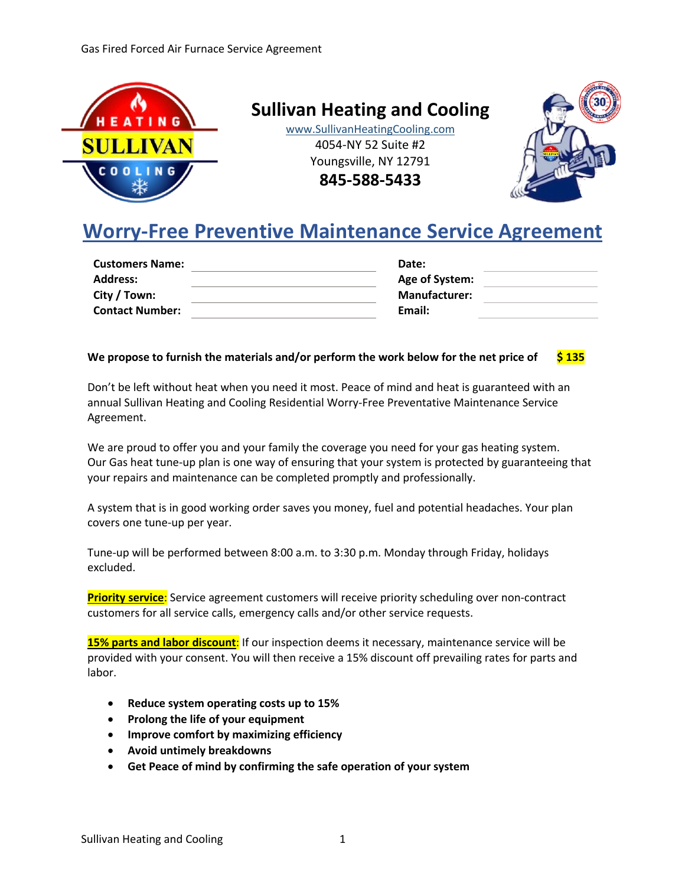# Sullivan Heating and Cooling

www.SullivanHeatingCooling.com
4054-NY 52 Suite #2
Youngsville, NY 12791
**845-588-5433**

## Worry-Free Preventive Maintenance Service Agreement

| | | | |
|---|---|---|---|
| **Customers Name:** | | **Date:** | |
| **Address:** | | **Age of System:** | |
| **City / Town:** | | **Manufacturer:** | |
| **Contact Number:** | | **Email:** | |

**We propose to furnish the materials and/or perform the work below for the net price of $ 135**

Don't be left without heat when you need it most. Peace of mind and heat is guaranteed with an annual Sullivan Heating and Cooling Residential Worry-Free Preventative Maintenance Service Agreement.

We are proud to offer you and your family the coverage you need for your gas heating system. Our Gas heat tune-up plan is one way of ensuring that your system is protected by guaranteeing that your repairs and maintenance can be completed promptly and professionally.

A system that is in good working order saves you money, fuel and potential headaches. Your plan covers one tune-up per year.

Tune-up will be performed between 8:00 a.m. to 3:30 p.m. Monday through Friday, holidays excluded.

**Priority service**: Service agreement customers will receive priority scheduling over non-contract customers for all service calls, emergency calls and/or other service requests.

**15% parts and labor discount**: If our inspection deems it necessary, maintenance service will be provided with your consent. You will then receive a 15% discount off prevailing rates for parts and labor.

- **Reduce system operating costs up to 15%**
- **Prolong the life of your equipment**
- **Improve comfort by maximizing efficiency**
- **Avoid untimely breakdowns**
- **Get Peace of mind by confirming the safe operation of your system**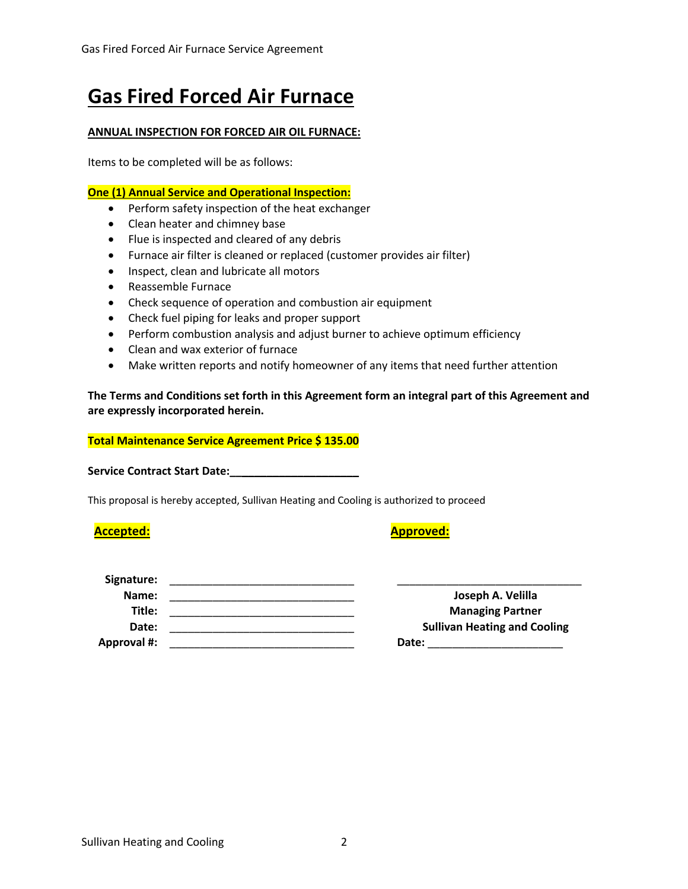# Gas Fired Forced Air Furnace

**ANNUAL INSPECTION FOR FORCED AIR OIL FURNACE:**

Items to be completed will be as follows:

**One (1) Annual Service and Operational Inspection:**

- Perform safety inspection of the heat exchanger
- Clean heater and chimney base
- Flue is inspected and cleared of any debris
- Furnace air filter is cleaned or replaced (customer provides air filter)
- Inspect, clean and lubricate all motors
- Reassemble Furnace
- Check sequence of operation and combustion air equipment
- Check fuel piping for leaks and proper support
- Perform combustion analysis and adjust burner to achieve optimum efficiency
- Clean and wax exterior of furnace
- Make written reports and notify homeowner of any items that need further attention

**The Terms and Conditions set forth in this Agreement form an integral part of this Agreement and are expressly incorporated herein.**

**Total Maintenance Service Agreement Price $ 135.00**

**Service Contract Start Date:**_____________________

This proposal is hereby accepted, Sullivan Heating and Cooling is authorized to proceed

| **Accepted:** | | **Approved:** |
|---|---|---|
| **Signature:** | ______________________________ | ______________________________ |
| **Name:** | ______________________________ | **Joseph A. Velilla** |
| **Title:** | ______________________________ | **Managing Partner** |
| **Date:** | ______________________________ | **Sullivan Heating and Cooling** |
| **Approval #:** | ______________________________ | **Date:** ______________________ |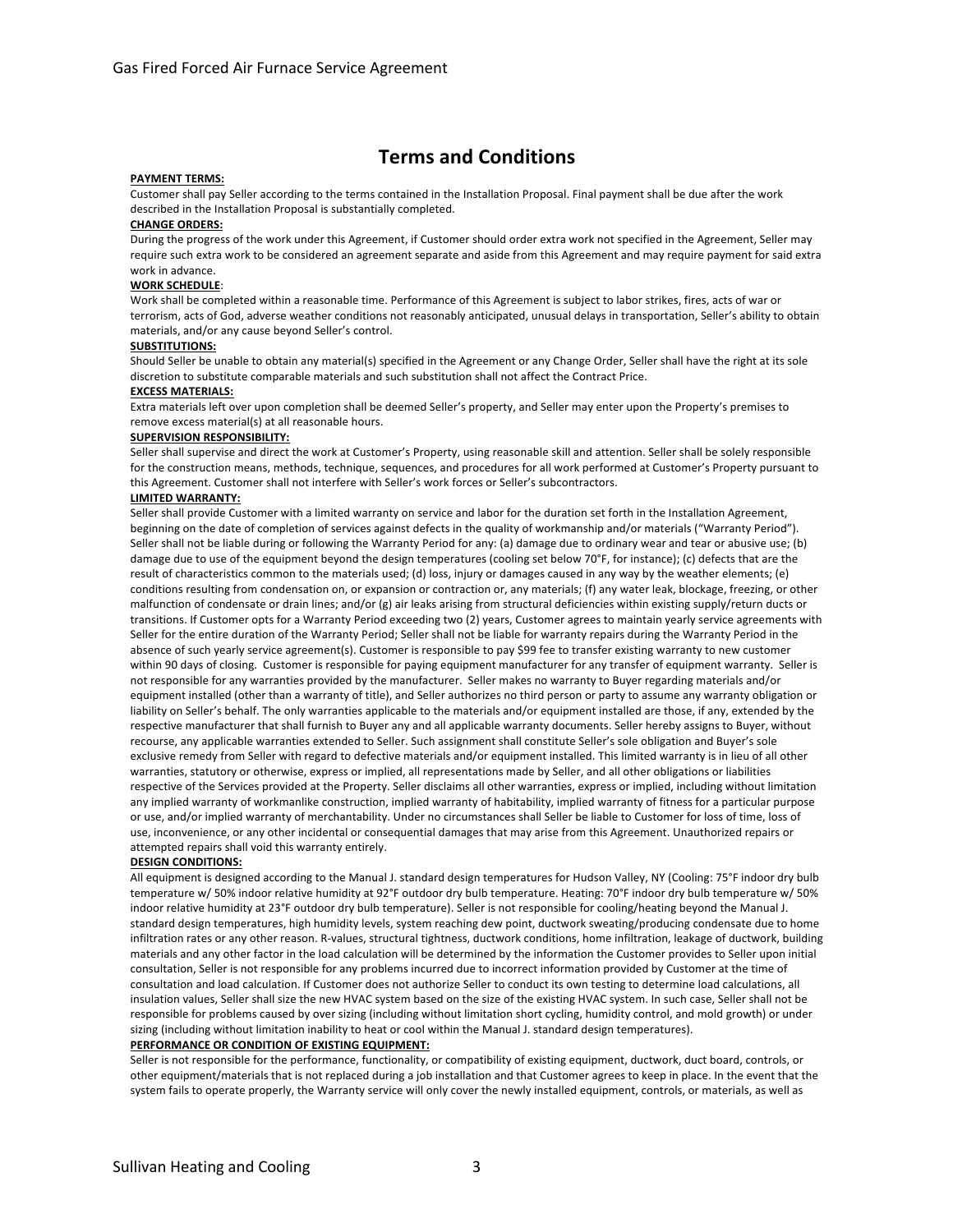# Terms and Conditions

**PAYMENT TERMS:**

Customer shall pay Seller according to the terms contained in the Installation Proposal. Final payment shall be due after the work described in the Installation Proposal is substantially completed.

**CHANGE ORDERS:**

During the progress of the work under this Agreement, if Customer should order extra work not specified in the Agreement, Seller may require such extra work to be considered an agreement separate and aside from this Agreement and may require payment for said extra work in advance.

**WORK SCHEDULE**:

Work shall be completed within a reasonable time. Performance of this Agreement is subject to labor strikes, fires, acts of war or terrorism, acts of God, adverse weather conditions not reasonably anticipated, unusual delays in transportation, Seller's ability to obtain materials, and/or any cause beyond Seller's control.

**SUBSTITUTIONS:**

Should Seller be unable to obtain any material(s) specified in the Agreement or any Change Order, Seller shall have the right at its sole discretion to substitute comparable materials and such substitution shall not affect the Contract Price.

**EXCESS MATERIALS:**

Extra materials left over upon completion shall be deemed Seller's property, and Seller may enter upon the Property's premises to remove excess material(s) at all reasonable hours.

**SUPERVISION RESPONSIBILITY:**

Seller shall supervise and direct the work at Customer's Property, using reasonable skill and attention. Seller shall be solely responsible for the construction means, methods, technique, sequences, and procedures for all work performed at Customer's Property pursuant to this Agreement. Customer shall not interfere with Seller's work forces or Seller's subcontractors.

**LIMITED WARRANTY:**

Seller shall provide Customer with a limited warranty on service and labor for the duration set forth in the Installation Agreement, beginning on the date of completion of services against defects in the quality of workmanship and/or materials ("Warranty Period"). Seller shall not be liable during or following the Warranty Period for any: (a) damage due to ordinary wear and tear or abusive use; (b) damage due to use of the equipment beyond the design temperatures (cooling set below 70°F, for instance); (c) defects that are the result of characteristics common to the materials used; (d) loss, injury or damages caused in any way by the weather elements; (e) conditions resulting from condensation on, or expansion or contraction or, any materials; (f) any water leak, blockage, freezing, or other malfunction of condensate or drain lines; and/or (g) air leaks arising from structural deficiencies within existing supply/return ducts or transitions. If Customer opts for a Warranty Period exceeding two (2) years, Customer agrees to maintain yearly service agreements with Seller for the entire duration of the Warranty Period; Seller shall not be liable for warranty repairs during the Warranty Period in the absence of such yearly service agreement(s). Customer is responsible to pay $99 fee to transfer existing warranty to new customer within 90 days of closing. Customer is responsible for paying equipment manufacturer for any transfer of equipment warranty. Seller is not responsible for any warranties provided by the manufacturer. Seller makes no warranty to Buyer regarding materials and/or equipment installed (other than a warranty of title), and Seller authorizes no third person or party to assume any warranty obligation or liability on Seller's behalf. The only warranties applicable to the materials and/or equipment installed are those, if any, extended by the respective manufacturer that shall furnish to Buyer any and all applicable warranty documents. Seller hereby assigns to Buyer, without recourse, any applicable warranties extended to Seller. Such assignment shall constitute Seller's sole obligation and Buyer's sole exclusive remedy from Seller with regard to defective materials and/or equipment installed. This limited warranty is in lieu of all other warranties, statutory or otherwise, express or implied, all representations made by Seller, and all other obligations or liabilities respective of the Services provided at the Property. Seller disclaims all other warranties, express or implied, including without limitation any implied warranty of workmanlike construction, implied warranty of habitability, implied warranty of fitness for a particular purpose or use, and/or implied warranty of merchantability. Under no circumstances shall Seller be liable to Customer for loss of time, loss of use, inconvenience, or any other incidental or consequential damages that may arise from this Agreement. Unauthorized repairs or attempted repairs shall void this warranty entirely.

**DESIGN CONDITIONS:**

All equipment is designed according to the Manual J. standard design temperatures for Hudson Valley, NY (Cooling: 75°F indoor dry bulb temperature w/ 50% indoor relative humidity at 92°F outdoor dry bulb temperature. Heating: 70°F indoor dry bulb temperature w/ 50% indoor relative humidity at 23°F outdoor dry bulb temperature). Seller is not responsible for cooling/heating beyond the Manual J. standard design temperatures, high humidity levels, system reaching dew point, ductwork sweating/producing condensate due to home infiltration rates or any other reason. R-values, structural tightness, ductwork conditions, home infiltration, leakage of ductwork, building materials and any other factor in the load calculation will be determined by the information the Customer provides to Seller upon initial consultation, Seller is not responsible for any problems incurred due to incorrect information provided by Customer at the time of consultation and load calculation. If Customer does not authorize Seller to conduct its own testing to determine load calculations, all insulation values, Seller shall size the new HVAC system based on the size of the existing HVAC system. In such case, Seller shall not be responsible for problems caused by over sizing (including without limitation short cycling, humidity control, and mold growth) or under sizing (including without limitation inability to heat or cool within the Manual J. standard design temperatures).

**PERFORMANCE OR CONDITION OF EXISTING EQUIPMENT:**

Seller is not responsible for the performance, functionality, or compatibility of existing equipment, ductwork, duct board, controls, or other equipment/materials that is not replaced during a job installation and that Customer agrees to keep in place. In the event that the system fails to operate properly, the Warranty service will only cover the newly installed equipment, controls, or materials, as well as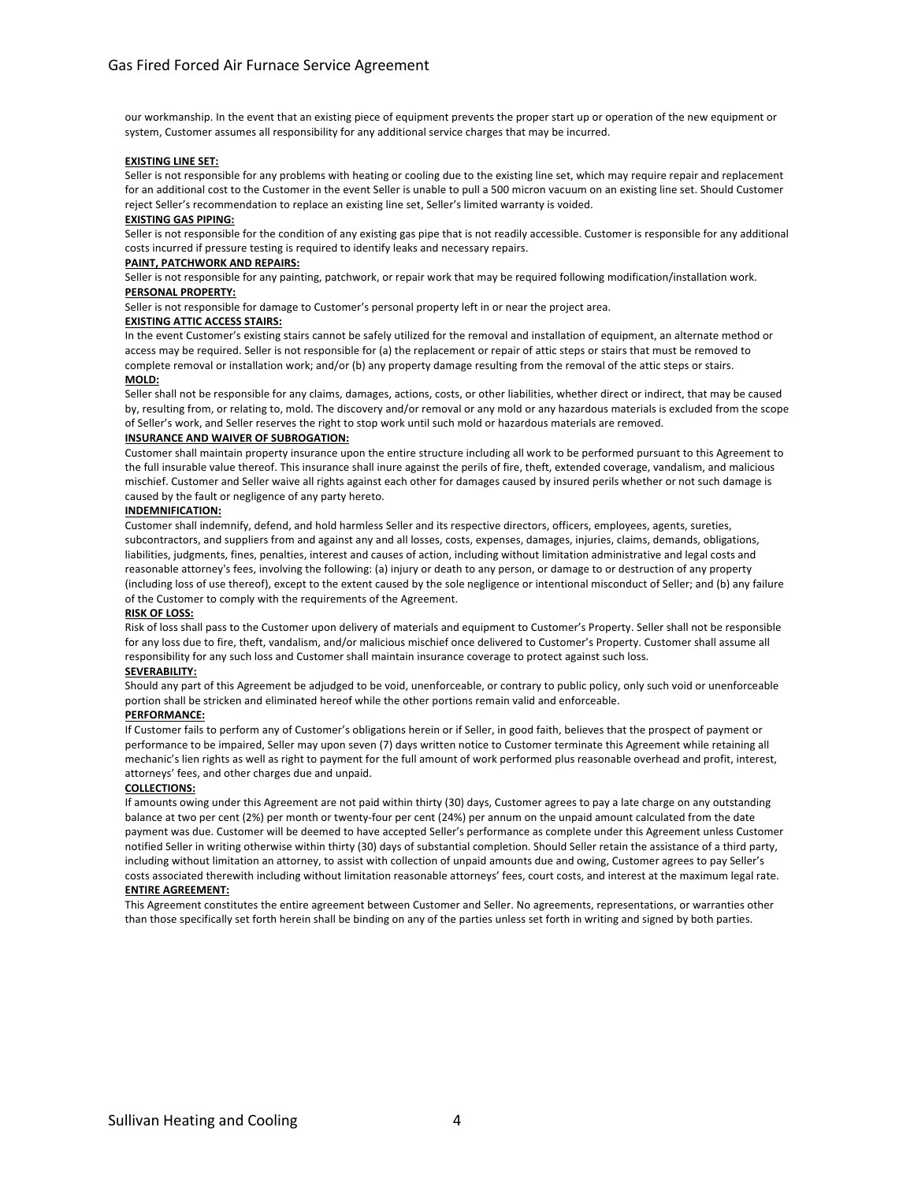our workmanship. In the event that an existing piece of equipment prevents the proper start up or operation of the new equipment or system, Customer assumes all responsibility for any additional service charges that may be incurred.

**EXISTING LINE SET:**

Seller is not responsible for any problems with heating or cooling due to the existing line set, which may require repair and replacement for an additional cost to the Customer in the event Seller is unable to pull a 500 micron vacuum on an existing line set. Should Customer reject Seller's recommendation to replace an existing line set, Seller's limited warranty is voided.

**EXISTING GAS PIPING:**

Seller is not responsible for the condition of any existing gas pipe that is not readily accessible. Customer is responsible for any additional costs incurred if pressure testing is required to identify leaks and necessary repairs.

**PAINT, PATCHWORK AND REPAIRS:**

Seller is not responsible for any painting, patchwork, or repair work that may be required following modification/installation work.

**PERSONAL PROPERTY:**

Seller is not responsible for damage to Customer's personal property left in or near the project area.

**EXISTING ATTIC ACCESS STAIRS:**

In the event Customer's existing stairs cannot be safely utilized for the removal and installation of equipment, an alternate method or access may be required. Seller is not responsible for (a) the replacement or repair of attic steps or stairs that must be removed to complete removal or installation work; and/or (b) any property damage resulting from the removal of the attic steps or stairs.

**MOLD:**

Seller shall not be responsible for any claims, damages, actions, costs, or other liabilities, whether direct or indirect, that may be caused by, resulting from, or relating to, mold. The discovery and/or removal or any mold or any hazardous materials is excluded from the scope of Seller's work, and Seller reserves the right to stop work until such mold or hazardous materials are removed.

**INSURANCE AND WAIVER OF SUBROGATION:**

Customer shall maintain property insurance upon the entire structure including all work to be performed pursuant to this Agreement to the full insurable value thereof. This insurance shall inure against the perils of fire, theft, extended coverage, vandalism, and malicious mischief. Customer and Seller waive all rights against each other for damages caused by insured perils whether or not such damage is caused by the fault or negligence of any party hereto.

**INDEMNIFICATION:**

Customer shall indemnify, defend, and hold harmless Seller and its respective directors, officers, employees, agents, sureties, subcontractors, and suppliers from and against any and all losses, costs, expenses, damages, injuries, claims, demands, obligations, liabilities, judgments, fines, penalties, interest and causes of action, including without limitation administrative and legal costs and reasonable attorney's fees, involving the following: (a) injury or death to any person, or damage to or destruction of any property (including loss of use thereof), except to the extent caused by the sole negligence or intentional misconduct of Seller; and (b) any failure of the Customer to comply with the requirements of the Agreement.

**RISK OF LOSS:**

Risk of loss shall pass to the Customer upon delivery of materials and equipment to Customer's Property. Seller shall not be responsible for any loss due to fire, theft, vandalism, and/or malicious mischief once delivered to Customer's Property. Customer shall assume all responsibility for any such loss and Customer shall maintain insurance coverage to protect against such loss.

**SEVERABILITY:**

Should any part of this Agreement be adjudged to be void, unenforceable, or contrary to public policy, only such void or unenforceable portion shall be stricken and eliminated hereof while the other portions remain valid and enforceable.

**PERFORMANCE:**

If Customer fails to perform any of Customer's obligations herein or if Seller, in good faith, believes that the prospect of payment or performance to be impaired, Seller may upon seven (7) days written notice to Customer terminate this Agreement while retaining all mechanic's lien rights as well as right to payment for the full amount of work performed plus reasonable overhead and profit, interest, attorneys' fees, and other charges due and unpaid.

**COLLECTIONS:**

If amounts owing under this Agreement are not paid within thirty (30) days, Customer agrees to pay a late charge on any outstanding balance at two per cent (2%) per month or twenty-four per cent (24%) per annum on the unpaid amount calculated from the date payment was due. Customer will be deemed to have accepted Seller's performance as complete under this Agreement unless Customer notified Seller in writing otherwise within thirty (30) days of substantial completion. Should Seller retain the assistance of a third party, including without limitation an attorney, to assist with collection of unpaid amounts due and owing, Customer agrees to pay Seller's costs associated therewith including without limitation reasonable attorneys' fees, court costs, and interest at the maximum legal rate.

**ENTIRE AGREEMENT:**

This Agreement constitutes the entire agreement between Customer and Seller. No agreements, representations, or warranties other than those specifically set forth herein shall be binding on any of the parties unless set forth in writing and signed by both parties.